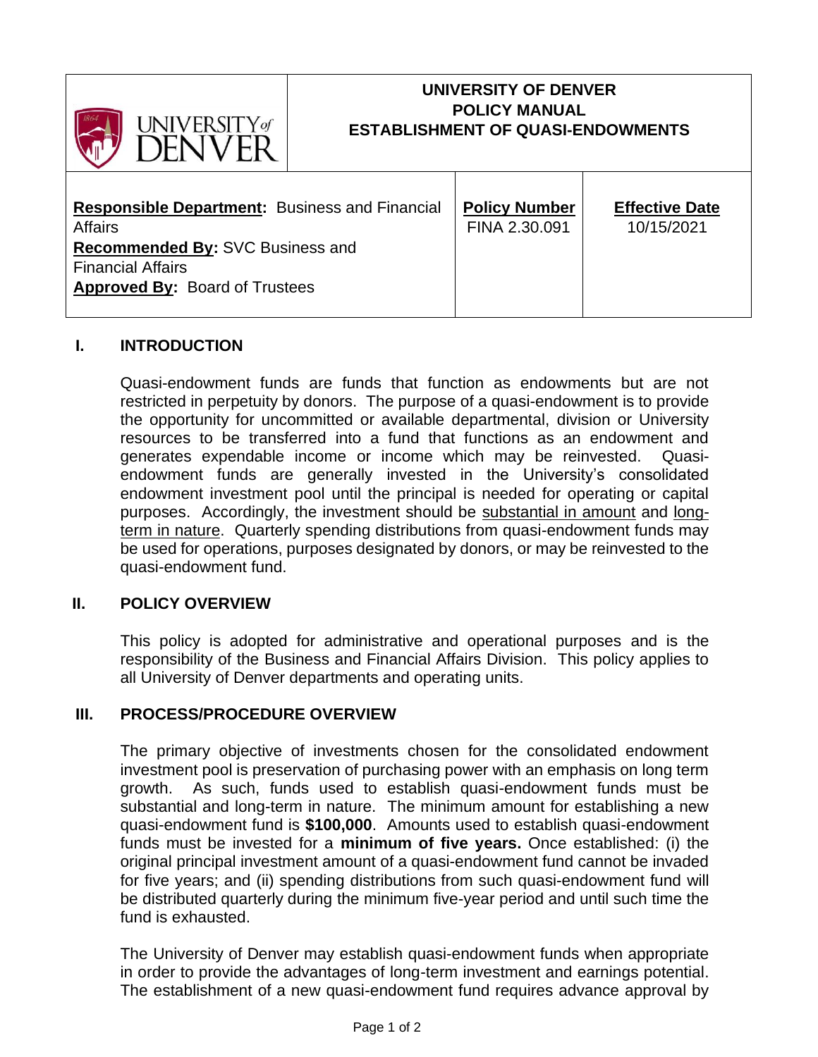# UNIVERSITY OF DENVER POLICY MANUAL ESTABLISHMENT OF QUASI-ENDOWMENTS

| **Responsible Department:** Business and Financial Affairs<br>**Recommended By:** SVC Business and Financial Affairs<br>**Approved By:** Board of Trustees | **Policy Number**<br>FINA 2.30.091 | **Effective Date**<br>10/15/2021 |
| --- | --- | --- |

## I. INTRODUCTION

Quasi-endowment funds are funds that function as endowments but are not restricted in perpetuity by donors. The purpose of a quasi-endowment is to provide the opportunity for uncommitted or available departmental, division or University resources to be transferred into a fund that functions as an endowment and generates expendable income or income which may be reinvested. Quasi-endowment funds are generally invested in the University's consolidated endowment investment pool until the principal is needed for operating or capital purposes. Accordingly, the investment should be substantial in amount and long-term in nature. Quarterly spending distributions from quasi-endowment funds may be used for operations, purposes designated by donors, or may be reinvested to the quasi-endowment fund.

## II. POLICY OVERVIEW

This policy is adopted for administrative and operational purposes and is the responsibility of the Business and Financial Affairs Division. This policy applies to all University of Denver departments and operating units.

## III. PROCESS/PROCEDURE OVERVIEW

The primary objective of investments chosen for the consolidated endowment investment pool is preservation of purchasing power with an emphasis on long term growth. As such, funds used to establish quasi-endowment funds must be substantial and long-term in nature. The minimum amount for establishing a new quasi-endowment fund is **$100,000**. Amounts used to establish quasi-endowment funds must be invested for a **minimum of five years.** Once established: (i) the original principal investment amount of a quasi-endowment fund cannot be invaded for five years; and (ii) spending distributions from such quasi-endowment fund will be distributed quarterly during the minimum five-year period and until such time the fund is exhausted.

The University of Denver may establish quasi-endowment funds when appropriate in order to provide the advantages of long-term investment and earnings potential. The establishment of a new quasi-endowment fund requires advance approval by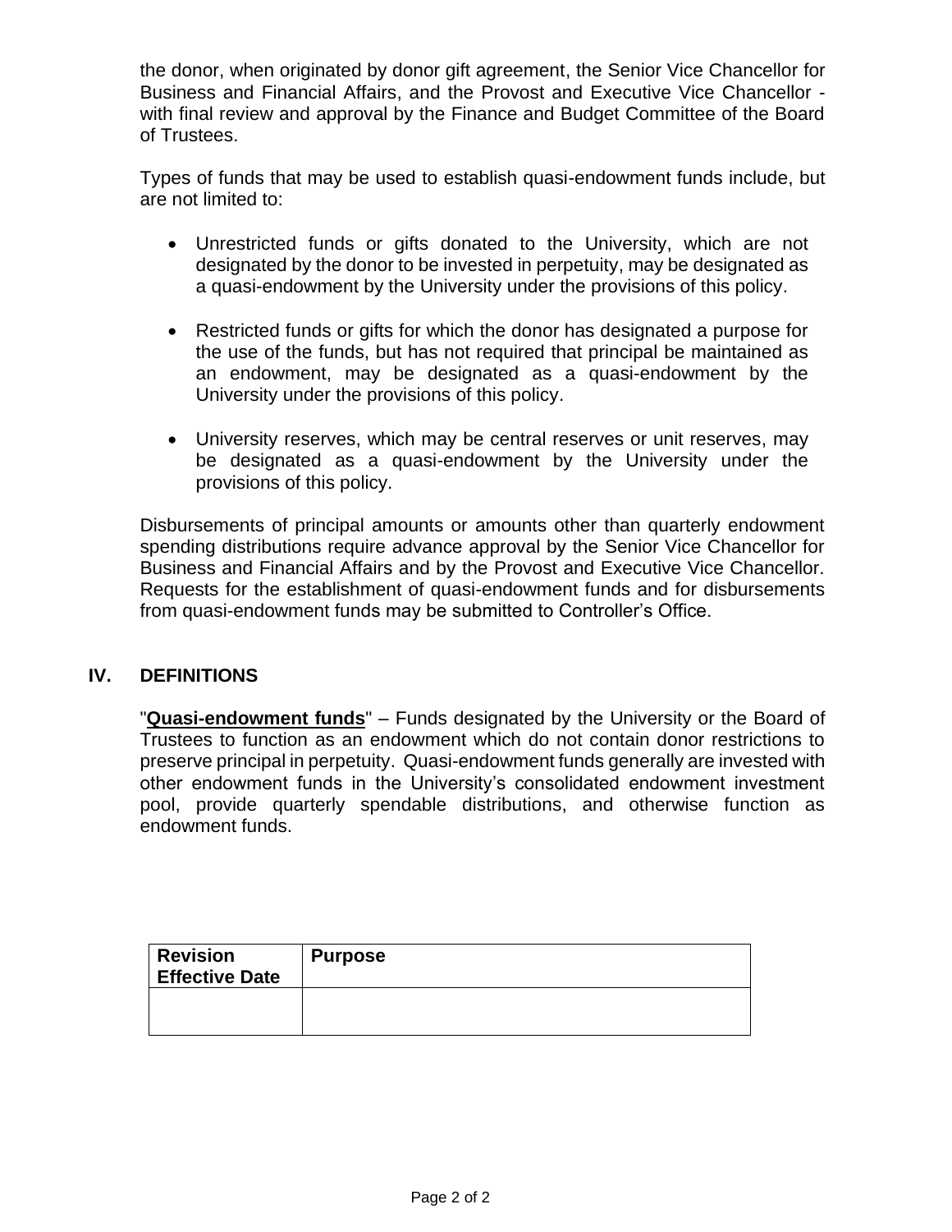the donor, when originated by donor gift agreement, the Senior Vice Chancellor for Business and Financial Affairs, and the Provost and Executive Vice Chancellor - with final review and approval by the Finance and Budget Committee of the Board of Trustees.

Types of funds that may be used to establish quasi-endowment funds include, but are not limited to:

- Unrestricted funds or gifts donated to the University, which are not designated by the donor to be invested in perpetuity, may be designated as a quasi-endowment by the University under the provisions of this policy.

- Restricted funds or gifts for which the donor has designated a purpose for the use of the funds, but has not required that principal be maintained as an endowment, may be designated as a quasi-endowment by the University under the provisions of this policy.

- University reserves, which may be central reserves or unit reserves, may be designated as a quasi-endowment by the University under the provisions of this policy.

Disbursements of principal amounts or amounts other than quarterly endowment spending distributions require advance approval by the Senior Vice Chancellor for Business and Financial Affairs and by the Provost and Executive Vice Chancellor. Requests for the establishment of quasi-endowment funds and for disbursements from quasi-endowment funds may be submitted to Controller's Office.

## IV. DEFINITIONS

"**Quasi-endowment funds**" – Funds designated by the University or the Board of Trustees to function as an endowment which do not contain donor restrictions to preserve principal in perpetuity. Quasi-endowment funds generally are invested with other endowment funds in the University's consolidated endowment investment pool, provide quarterly spendable distributions, and otherwise function as endowment funds.

| Revision Effective Date | Purpose |
|---|---|
| | |